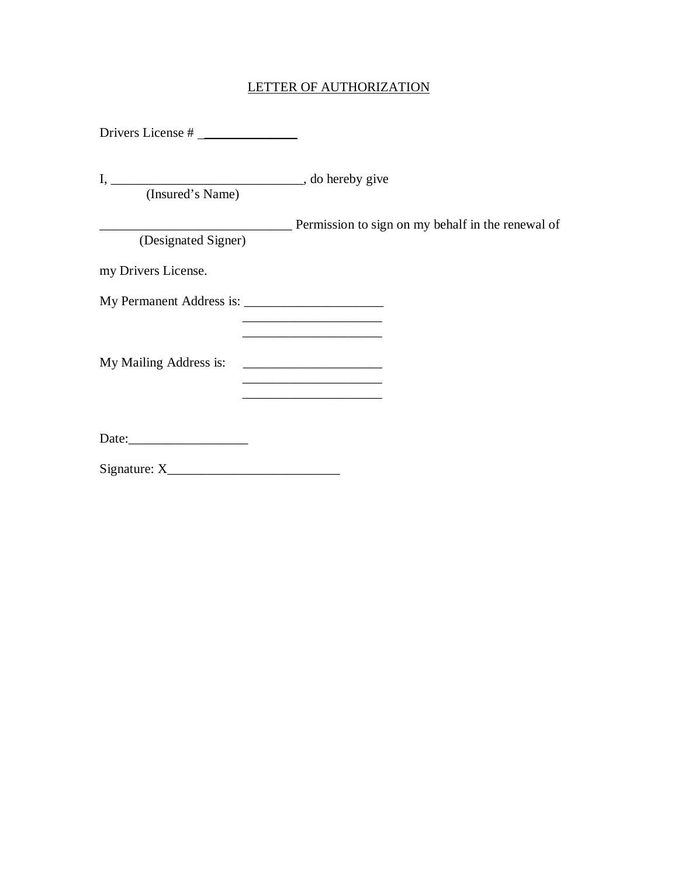LETTER OF AUTHORIZATION

Drivers License # _______________

I, ______________________________, do hereby give
(Insured's Name)

______________________________ Permission to sign on my behalf in the renewal of
(Designated Signer)

my Drivers License.

My Permanent Address is: ______________________
______________________
______________________

My Mailing Address is: ______________________
______________________
______________________

Date:__________________

Signature: X__________________________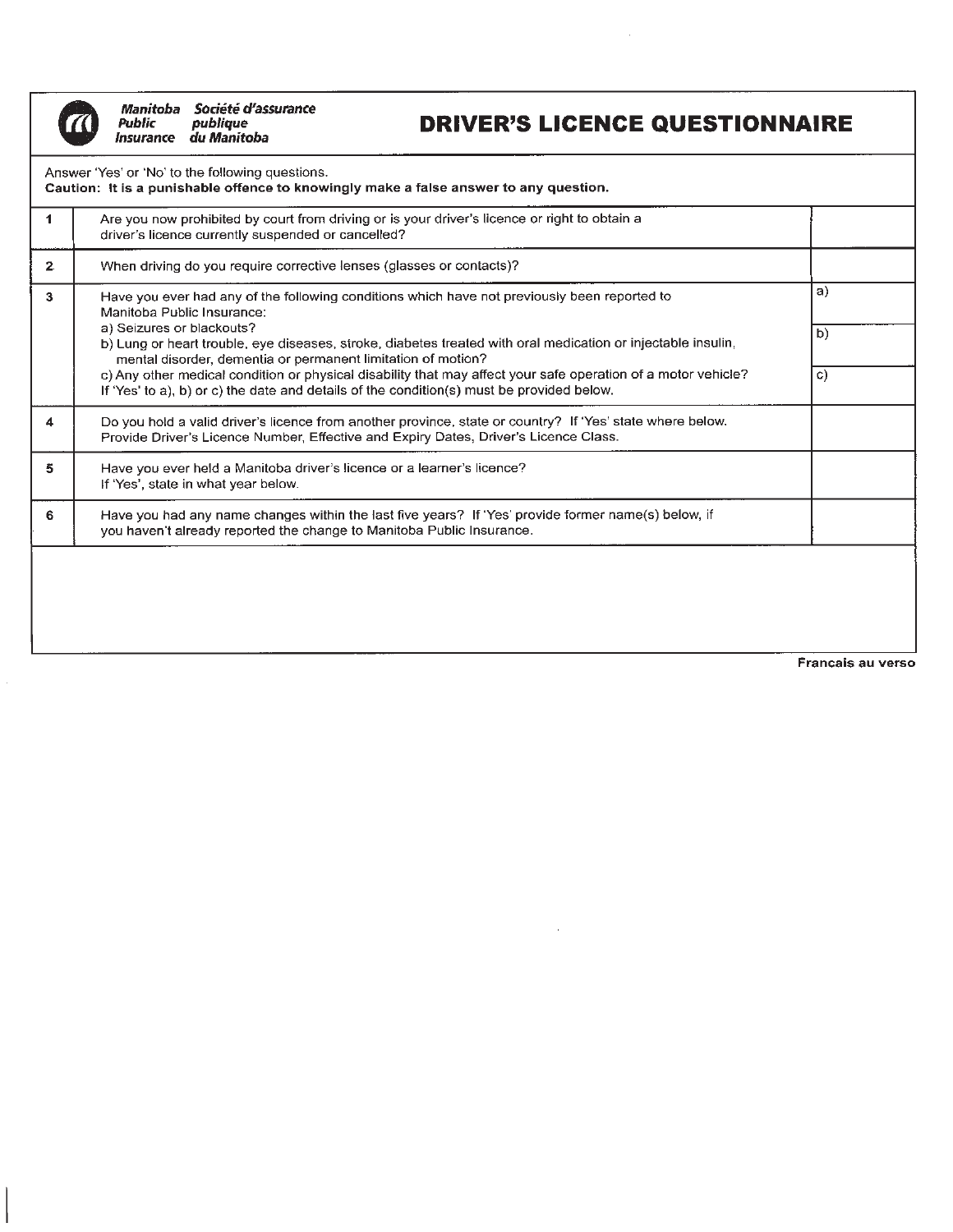Manitoba Public Insurance
Société d'assurance publique du Manitoba

# DRIVER'S LICENCE QUESTIONNAIRE

Answer 'Yes' or 'No' to the following questions.
**Caution: It is a punishable offence to knowingly make a false answer to any question.**

| # | Question | Answer |
|---|---|---|
| 1 | Are you now prohibited by court from driving or is your driver's licence or right to obtain a driver's licence currently suspended or cancelled? | |
| 2 | When driving do you require corrective lenses (glasses or contacts)? | |
| 3 | Have you ever had any of the following conditions which have not previously been reported to Manitoba Public Insurance:<br>a) Seizures or blackouts?<br>b) Lung or heart trouble, eye diseases, stroke, diabetes treated with oral medication or injectable insulin, mental disorder, dementia or permanent limitation of motion?<br>c) Any other medical condition or physical disability that may affect your safe operation of a motor vehicle?<br>If 'Yes' to a), b) or c) the date and details of the condition(s) must be provided below. | a)<br>b)<br>c) |
| 4 | Do you hold a valid driver's licence from another province, state or country? If 'Yes' state where below. Provide Driver's Licence Number, Effective and Expiry Dates, Driver's Licence Class. | |
| 5 | Have you ever held a Manitoba driver's licence or a learner's licence? If 'Yes', state in what year below. | |
| 6 | Have you had any name changes within the last five years? If 'Yes' provide former name(s) below, if you haven't already reported the change to Manitoba Public Insurance. | |

**Francais au verso**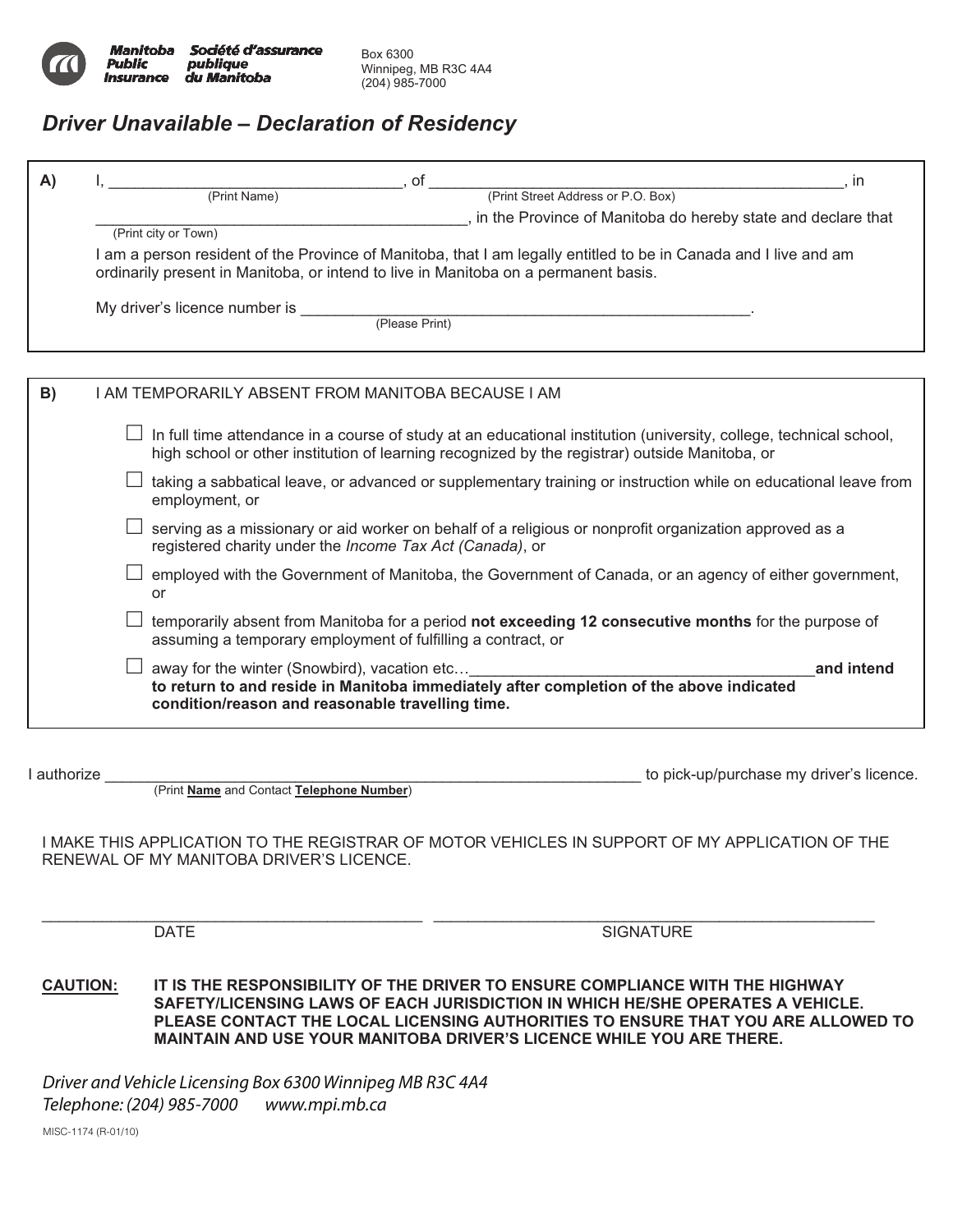Manitoba Public Insurance Société d'assurance publique du Manitoba

Box 6300
Winnipeg, MB R3C 4A4
(204) 985-7000

# *Driver Unavailable – Declaration of Residency*

**A)** I, ________________________________ (Print Name), of ________________________________ (Print Street Address or P.O. Box), in ________________________________ (Print city or Town), in the Province of Manitoba do hereby state and declare that I am a person resident of the Province of Manitoba, that I am legally entitled to be in Canada and I live and am ordinarily present in Manitoba, or intend to live in Manitoba on a permanent basis.

My driver's licence number is ________________________________ (Please Print).

**B)** I AM TEMPORARILY ABSENT FROM MANITOBA BECAUSE I AM

- ☐ In full time attendance in a course of study at an educational institution (university, college, technical school, high school or other institution of learning recognized by the registrar) outside Manitoba, or
- ☐ taking a sabbatical leave, or advanced or supplementary training or instruction while on educational leave from employment, or
- ☐ serving as a missionary or aid worker on behalf of a religious or nonprofit organization approved as a registered charity under the *Income Tax Act (Canada)*, or
- ☐ employed with the Government of Manitoba, the Government of Canada, or an agency of either government, or
- ☐ temporarily absent from Manitoba for a period **not exceeding 12 consecutive months** for the purpose of assuming a temporary employment of fulfilling a contract, or
- ☐ away for the winter (Snowbird), vacation etc…________________________________ **and intend to return to and reside in Manitoba immediately after completion of the above indicated condition/reason and reasonable travelling time.**

I authorize ________________________________ (Print **Name** and Contact **Telephone Number**) to pick-up/purchase my driver's licence.

I MAKE THIS APPLICATION TO THE REGISTRAR OF MOTOR VEHICLES IN SUPPORT OF MY APPLICATION OF THE RENEWAL OF MY MANITOBA DRIVER'S LICENCE.

________________________________ DATE

________________________________ SIGNATURE

**CAUTION:** **IT IS THE RESPONSIBILITY OF THE DRIVER TO ENSURE COMPLIANCE WITH THE HIGHWAY SAFETY/LICENSING LAWS OF EACH JURISDICTION IN WHICH HE/SHE OPERATES A VEHICLE. PLEASE CONTACT THE LOCAL LICENSING AUTHORITIES TO ENSURE THAT YOU ARE ALLOWED TO MAINTAIN AND USE YOUR MANITOBA DRIVER'S LICENCE WHILE YOU ARE THERE.**

*Driver and Vehicle Licensing Box 6300 Winnipeg MB R3C 4A4*
*Telephone: (204) 985-7000 www.mpi.mb.ca*

MISC-1174 (R-01/10)